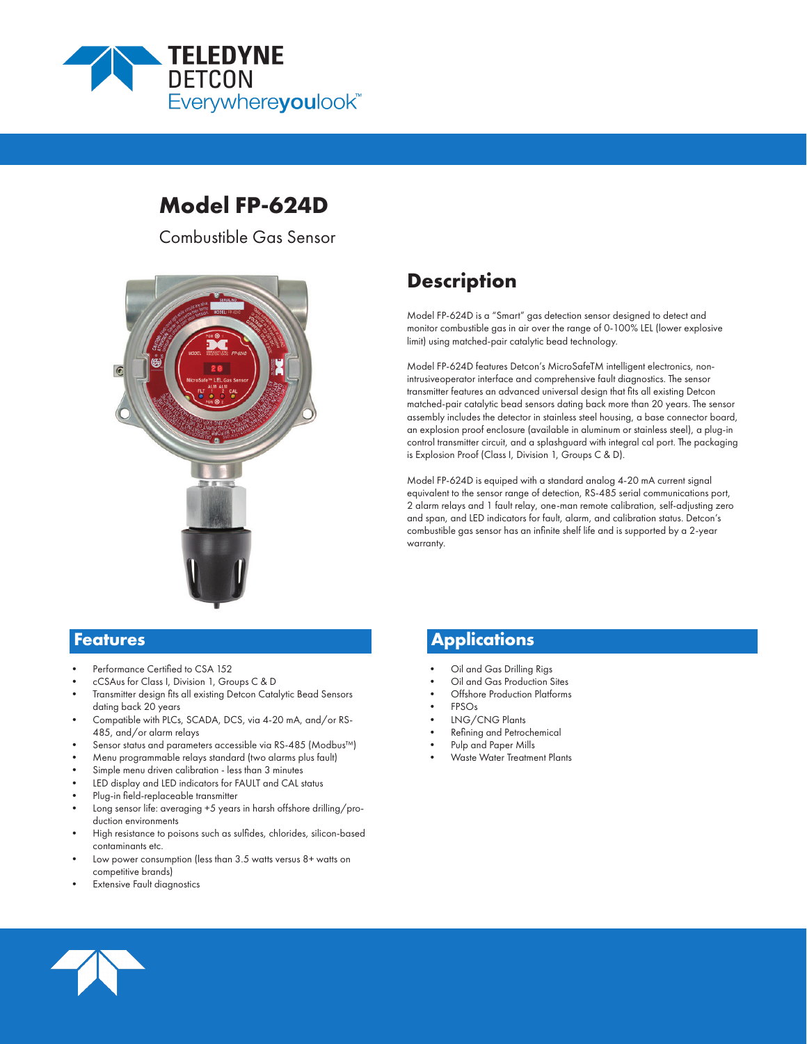TELEDYNE
DETCON
Everywhereyoulook™

# Model FP-624D

Combustible Gas Sensor

## Description

Model FP-624D is a "Smart" gas detection sensor designed to detect and monitor combustible gas in air over the range of 0-100% LEL (lower explosive limit) using matched-pair catalytic bead technology.

Model FP-624D features Detcon's MicroSafeTM intelligent electronics, non-intrusiveoperator interface and comprehensive fault diagnostics. The sensor transmitter features an advanced universal design that fits all existing Detcon matched-pair catalytic bead sensors dating back more than 20 years. The sensor assembly includes the detector in stainless steel housing, a base connector board, an explosion proof enclosure (available in aluminum or stainless steel), a plug-in control transmitter circuit, and a splashguard with integral cal port. The packaging is Explosion Proof (Class I, Division 1, Groups C & D).

Model FP-624D is equiped with a standard analog 4-20 mA current signal equivalent to the sensor range of detection, RS-485 serial communications port, 2 alarm relays and 1 fault relay, one-man remote calibration, self-adjusting zero and span, and LED indicators for fault, alarm, and calibration status. Detcon's combustible gas sensor has an infinite shelf life and is supported by a 2-year warranty.

## Features

- Performance Certified to CSA 152
- cCSAus for Class I, Division 1, Groups C & D
- Transmitter design fits all existing Detcon Catalytic Bead Sensors dating back 20 years
- Compatible with PLCs, SCADA, DCS, via 4-20 mA, and/or RS-485, and/or alarm relays
- Sensor status and parameters accessible via RS-485 (Modbus™)
- Menu programmable relays standard (two alarms plus fault)
- Simple menu driven calibration - less than 3 minutes
- LED display and LED indicators for FAULT and CAL status
- Plug-in field-replaceable transmitter
- Long sensor life: averaging +5 years in harsh offshore drilling/production environments
- High resistance to poisons such as sulfides, chlorides, silicon-based contaminants etc.
- Low power consumption (less than 3.5 watts versus 8+ watts on competitive brands)
- Extensive Fault diagnostics

## Applications

- Oil and Gas Drilling Rigs
- Oil and Gas Production Sites
- Offshore Production Platforms
- FPSOs
- LNG/CNG Plants
- Refining and Petrochemical
- Pulp and Paper Mills
- Waste Water Treatment Plants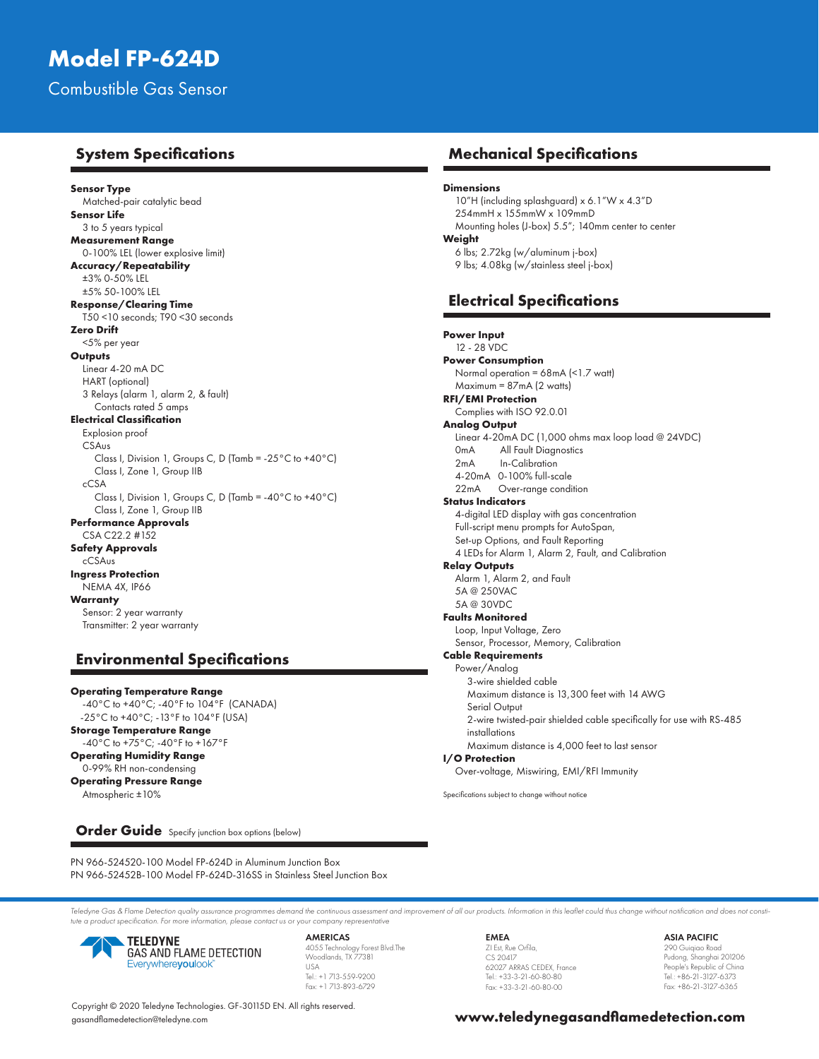# Model FP-624D

Combustible Gas Sensor

## System Specifications

**Sensor Type**
Matched-pair catalytic bead

**Sensor Life**
3 to 5 years typical

**Measurement Range**
0-100% LEL (lower explosive limit)

**Accuracy/Repeatability**
±3% 0-50% LEL
±5% 50-100% LEL

**Response/Clearing Time**
T50 <10 seconds; T90 <30 seconds

**Zero Drift**
<5% per year

**Outputs**
Linear 4-20 mA DC
HART (optional)
3 Relays (alarm 1, alarm 2, & fault)
Contacts rated 5 amps

**Electrical Classification**
Explosion proof
CSAus
Class I, Division 1, Groups C, D (Tamb = -25°C to +40°C)
Class I, Zone 1, Group IIB
cCSA
Class I, Division 1, Groups C, D (Tamb = -40°C to +40°C)
Class I, Zone 1, Group IIB

**Performance Approvals**
CSA C22.2 #152

**Safety Approvals**
cCSAus

**Ingress Protection**
NEMA 4X, IP66

**Warranty**
Sensor: 2 year warranty
Transmitter: 2 year warranty

## Environmental Specifications

**Operating Temperature Range**
-40°C to +40°C; -40°F to 104°F (CANADA)
-25°C to +40°C; -13°F to 104°F (USA)

**Storage Temperature Range**
-40°C to +75°C; -40°F to +167°F

**Operating Humidity Range**
0-99% RH non-condensing

**Operating Pressure Range**
Atmospheric ±10%

## Order Guide Specify junction box options (below)

PN 966-524520-100 Model FP-624D in Aluminum Junction Box
PN 966-52452B-100 Model FP-624D-316SS in Stainless Steel Junction Box

## Mechanical Specifications

**Dimensions**
10"H (including splashguard) x 6.1"W x 4.3"D
254mmH x 155mmW x 109mmD
Mounting holes (J-box) 5.5"; 140mm center to center

**Weight**
6 lbs; 2.72kg (w/aluminum j-box)
9 lbs; 4.08kg (w/stainless steel j-box)

## Electrical Specifications

**Power Input**
12 - 28 VDC

**Power Consumption**
Normal operation = 68mA (<1.7 watt)
Maximum = 87mA (2 watts)

**RFI/EMI Protection**
Complies with ISO 92.0.01

**Analog Output**
Linear 4-20mA DC (1,000 ohms max loop load @ 24VDC)
0mA All Fault Diagnostics
2mA In-Calibration
4-20mA 0-100% full-scale
22mA Over-range condition

**Status Indicators**
4-digital LED display with gas concentration
Full-script menu prompts for AutoSpan,
Set-up Options, and Fault Reporting
4 LEDs for Alarm 1, Alarm 2, Fault, and Calibration

**Relay Outputs**
Alarm 1, Alarm 2, and Fault
5A @ 250VAC
5A @ 30VDC

**Faults Monitored**
Loop, Input Voltage, Zero
Sensor, Processor, Memory, Calibration

**Cable Requirements**
Power/Analog
3-wire shielded cable
Maximum distance is 13,300 feet with 14 AWG
Serial Output
2-wire twisted-pair shielded cable specifically for use with RS-485 installations
Maximum distance is 4,000 feet to last sensor

**I/O Protection**
Over-voltage, Miswiring, EMI/RFI Immunity

Specifications subject to change without notice

*Teledyne Gas & Flame Detection quality assurance programmes demand the continuous assessment and improvement of all our products. Information in this leaflet could thus change without notification and does not constitute a product specification. For more information, please contact us or your company representative*

TELEDYNE GAS AND FLAME DETECTION
Everywhereyoulook™

**AMERICAS**
4055 Technology Forest Blvd.The Woodlands, TX 77381
USA
Tel.: +1 713-559-9200
Fax: +1 713-893-6729

**EMEA**
ZI Est, Rue Orfila,
CS 20417
62027 ARRAS CEDEX, France
Tel.: +33-3-21-60-80-80
Fax: +33-3-21-60-80-00

**ASIA PACIFIC**
290 Guiqiao Road
Pudong, Shanghai 201206
People's Republic of China
Tel.: +86-21-3127-6373
Fax: +86-21-3127-6365

Copyright © 2020 Teledyne Technologies. GF-30115D EN. All rights reserved.
gasandflamedetection@teledyne.com

**www.teledynegasandflamedetection.com**